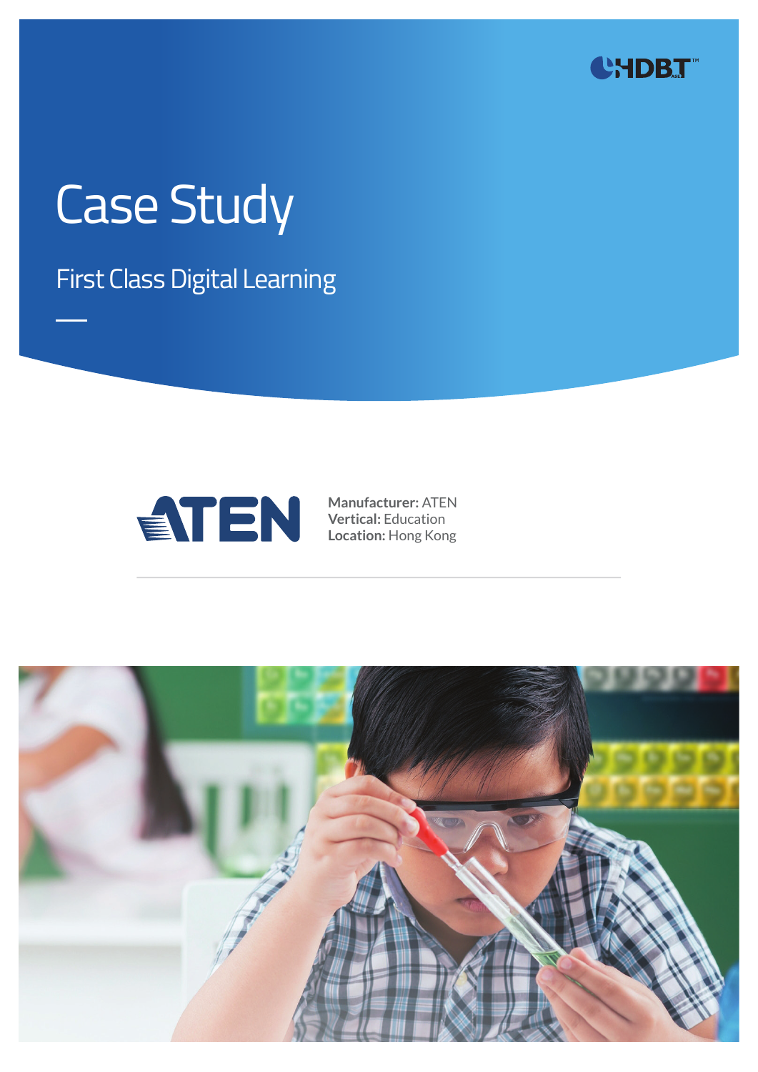# Case Study

## First Class Digital Learning

**Manufacturer:** ATEN
**Vertical:** Education
**Location:** Hong Kong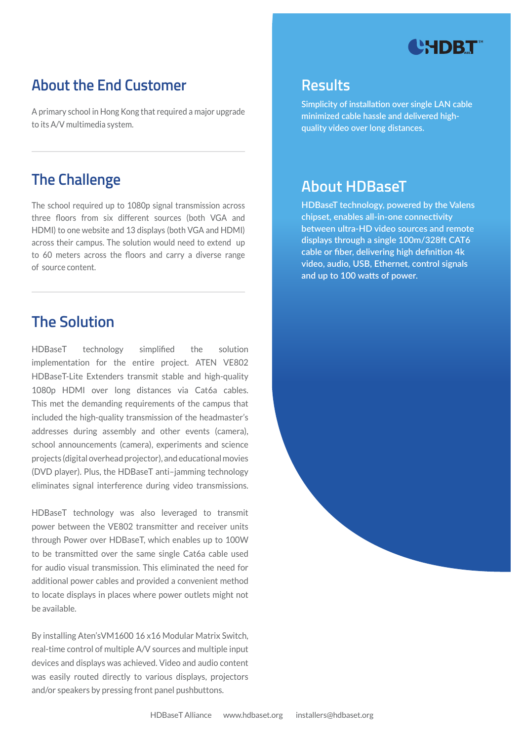## About the End Customer

A primary school in Hong Kong that required a major upgrade to its A/V multimedia system.

## The Challenge

The school required up to 1080p signal transmission across three floors from six different sources (both VGA and HDMI) to one website and 13 displays (both VGA and HDMI) across their campus. The solution would need to extend up to 60 meters across the floors and carry a diverse range of source content.

## The Solution

HDBaseT technology simplified the solution implementation for the entire project. ATEN VE802 HDBaseT-Lite Extenders transmit stable and high-quality 1080p HDMI over long distances via Cat6a cables. This met the demanding requirements of the campus that included the high-quality transmission of the headmaster's addresses during assembly and other events (camera), school announcements (camera), experiments and science projects (digital overhead projector), and educational movies (DVD player). Plus, the HDBaseT anti–jamming technology eliminates signal interference during video transmissions.

HDBaseT technology was also leveraged to transmit power between the VE802 transmitter and receiver units through Power over HDBaseT, which enables up to 100W to be transmitted over the same single Cat6a cable used for audio visual transmission. This eliminated the need for additional power cables and provided a convenient method to locate displays in places where power outlets might not be available.

By installing Aten'sVM1600 16 x16 Modular Matrix Switch, real-time control of multiple A/V sources and multiple input devices and displays was achieved. Video and audio content was easily routed directly to various displays, projectors and/or speakers by pressing front panel pushbuttons.

## Results

Simplicity of installation over single LAN cable minimized cable hassle and delivered high-quality video over long distances.

## About HDBaseT

HDBaseT technology, powered by the Valens chipset, enables all-in-one connectivity between ultra-HD video sources and remote displays through a single 100m/328ft CAT6 cable or fiber, delivering high definition 4k video, audio, USB, Ethernet, control signals and up to 100 watts of power.

HDBaseT Alliance www.hdbaset.org installers@hdbaset.org